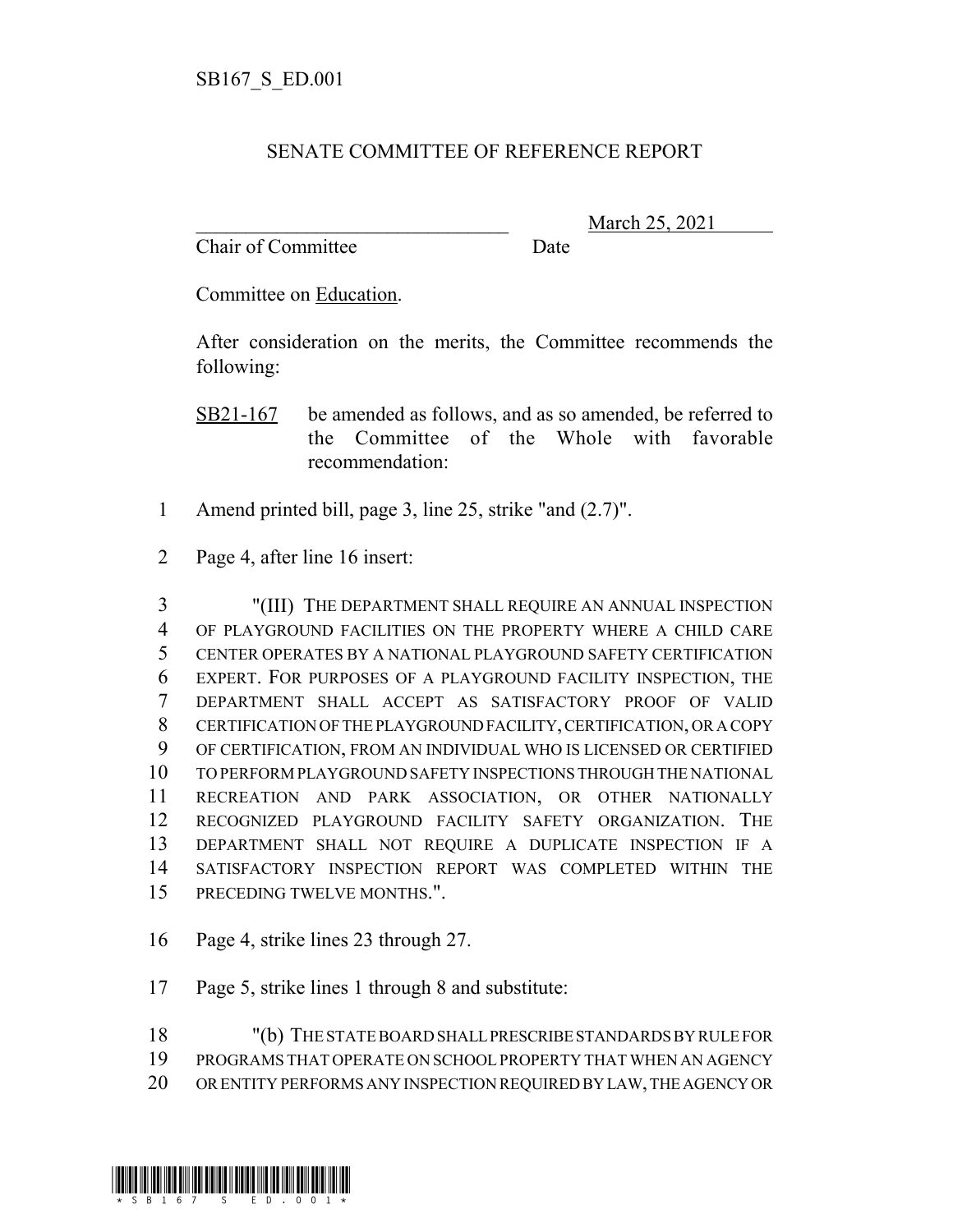SB167_S_ED.001

SENATE COMMITTEE OF REFERENCE REPORT

________________________________ March 25, 2021
Chair of Committee Date

Committee on Education.

After consideration on the merits, the Committee recommends the following:

SB21-167 be amended as follows, and as so amended, be referred to the Committee of the Whole with favorable recommendation:

1 Amend printed bill, page 3, line 25, strike "and (2.7)".

2 Page 4, after line 16 insert:

3 "(III) THE DEPARTMENT SHALL REQUIRE AN ANNUAL INSPECTION
4 OF PLAYGROUND FACILITIES ON THE PROPERTY WHERE A CHILD CARE
5 CENTER OPERATES BY A NATIONAL PLAYGROUND SAFETY CERTIFICATION
6 EXPERT. FOR PURPOSES OF A PLAYGROUND FACILITY INSPECTION, THE
7 DEPARTMENT SHALL ACCEPT AS SATISFACTORY PROOF OF VALID
8 CERTIFICATION OF THE PLAYGROUND FACILITY, CERTIFICATION, OR A COPY
9 OF CERTIFICATION, FROM AN INDIVIDUAL WHO IS LICENSED OR CERTIFIED
10 TO PERFORM PLAYGROUND SAFETY INSPECTIONS THROUGH THE NATIONAL
11 RECREATION AND PARK ASSOCIATION, OR OTHER NATIONALLY
12 RECOGNIZED PLAYGROUND FACILITY SAFETY ORGANIZATION. THE
13 DEPARTMENT SHALL NOT REQUIRE A DUPLICATE INSPECTION IF A
14 SATISFACTORY INSPECTION REPORT WAS COMPLETED WITHIN THE
15 PRECEDING TWELVE MONTHS.".

16 Page 4, strike lines 23 through 27.

17 Page 5, strike lines 1 through 8 and substitute:

18 "(b) THE STATE BOARD SHALL PRESCRIBE STANDARDS BY RULE FOR
19 PROGRAMS THAT OPERATE ON SCHOOL PROPERTY THAT WHEN AN AGENCY
20 OR ENTITY PERFORMS ANY INSPECTION REQUIRED BY LAW, THE AGENCY OR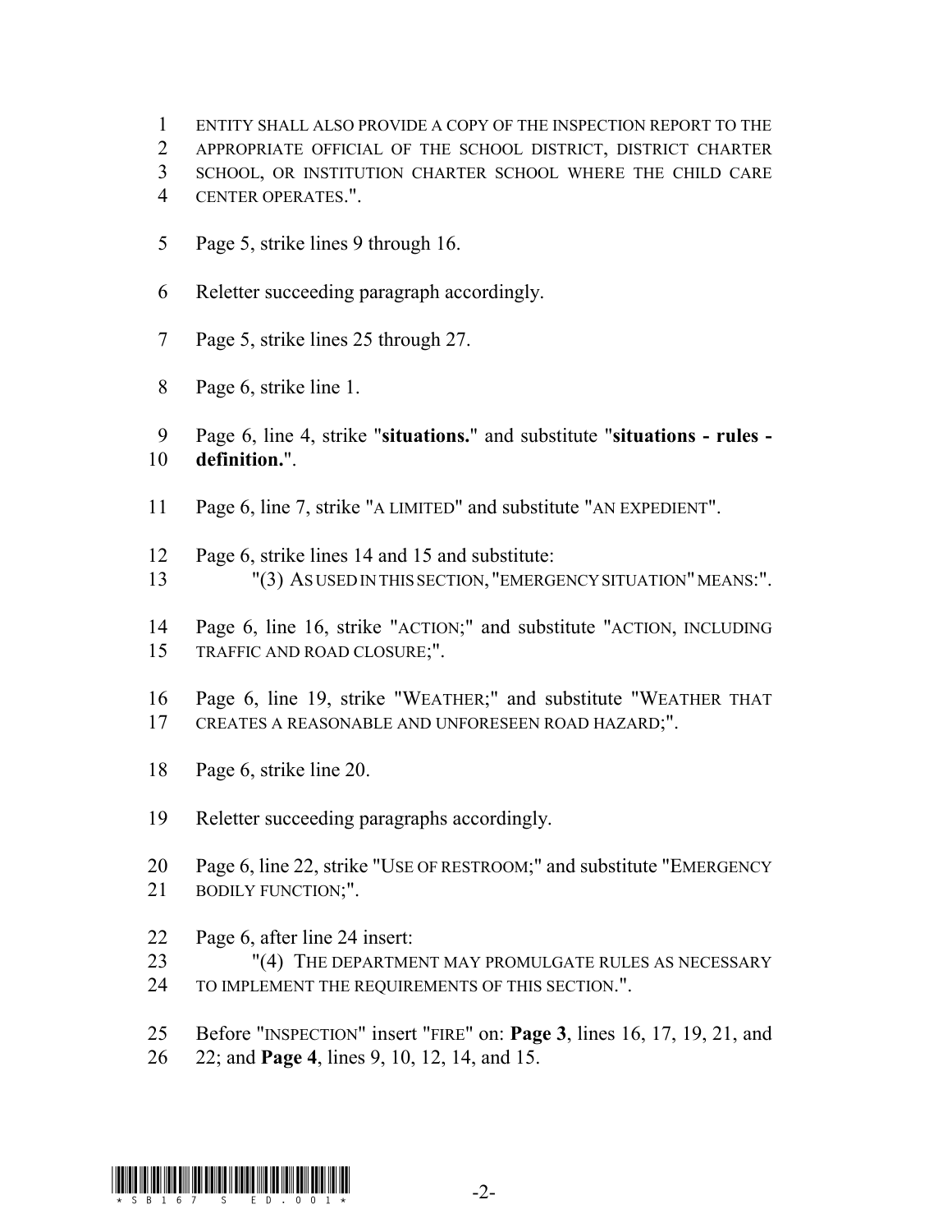ENTITY SHALL ALSO PROVIDE A COPY OF THE INSPECTION REPORT TO THE APPROPRIATE OFFICIAL OF THE SCHOOL DISTRICT, DISTRICT CHARTER SCHOOL, OR INSTITUTION CHARTER SCHOOL WHERE THE CHILD CARE CENTER OPERATES.".

Page 5, strike lines 9 through 16.

Reletter succeeding paragraph accordingly.

Page 5, strike lines 25 through 27.

Page 6, strike line 1.

Page 6, line 4, strike "**situations.**" and substitute "**situations - rules - definition.**".

Page 6, line 7, strike "A LIMITED" and substitute "AN EXPEDIENT".

Page 6, strike lines 14 and 15 and substitute:

"(3) AS USED IN THIS SECTION, "EMERGENCY SITUATION" MEANS:".

Page 6, line 16, strike "ACTION;" and substitute "ACTION, INCLUDING TRAFFIC AND ROAD CLOSURE;".

Page 6, line 19, strike "WEATHER;" and substitute "WEATHER THAT CREATES A REASONABLE AND UNFORESEEN ROAD HAZARD;".

Page 6, strike line 20.

Reletter succeeding paragraphs accordingly.

Page 6, line 22, strike "USE OF RESTROOM;" and substitute "EMERGENCY BODILY FUNCTION;".

Page 6, after line 24 insert:

"(4) THE DEPARTMENT MAY PROMULGATE RULES AS NECESSARY TO IMPLEMENT THE REQUIREMENTS OF THIS SECTION.".

Before "INSPECTION" insert "FIRE" on: **Page 3**, lines 16, 17, 19, 21, and 22; and **Page 4**, lines 9, 10, 12, 14, and 15.